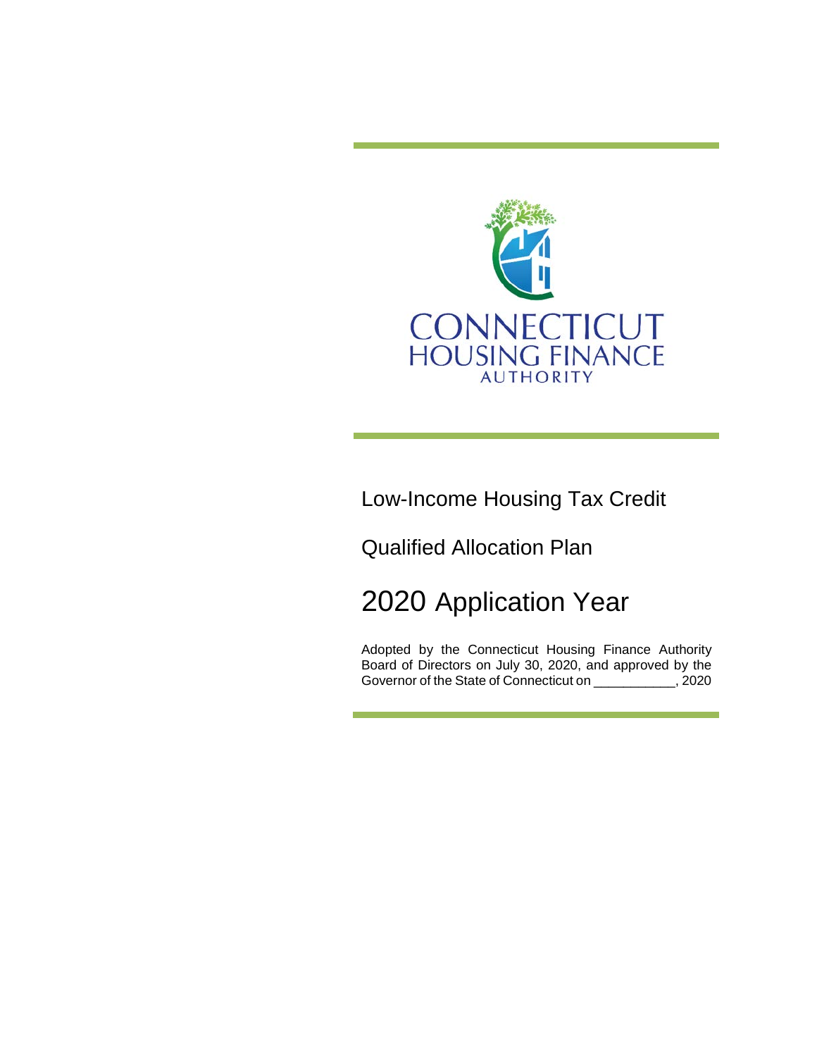CONNECTICUT HOUSING FINANCE AUTHORITY

# Low-Income Housing Tax Credit

# Qualified Allocation Plan

# 2020 Application Year

Adopted by the Connecticut Housing Finance Authority Board of Directors on July 30, 2020, and approved by the Governor of the State of Connecticut on ___________, 2020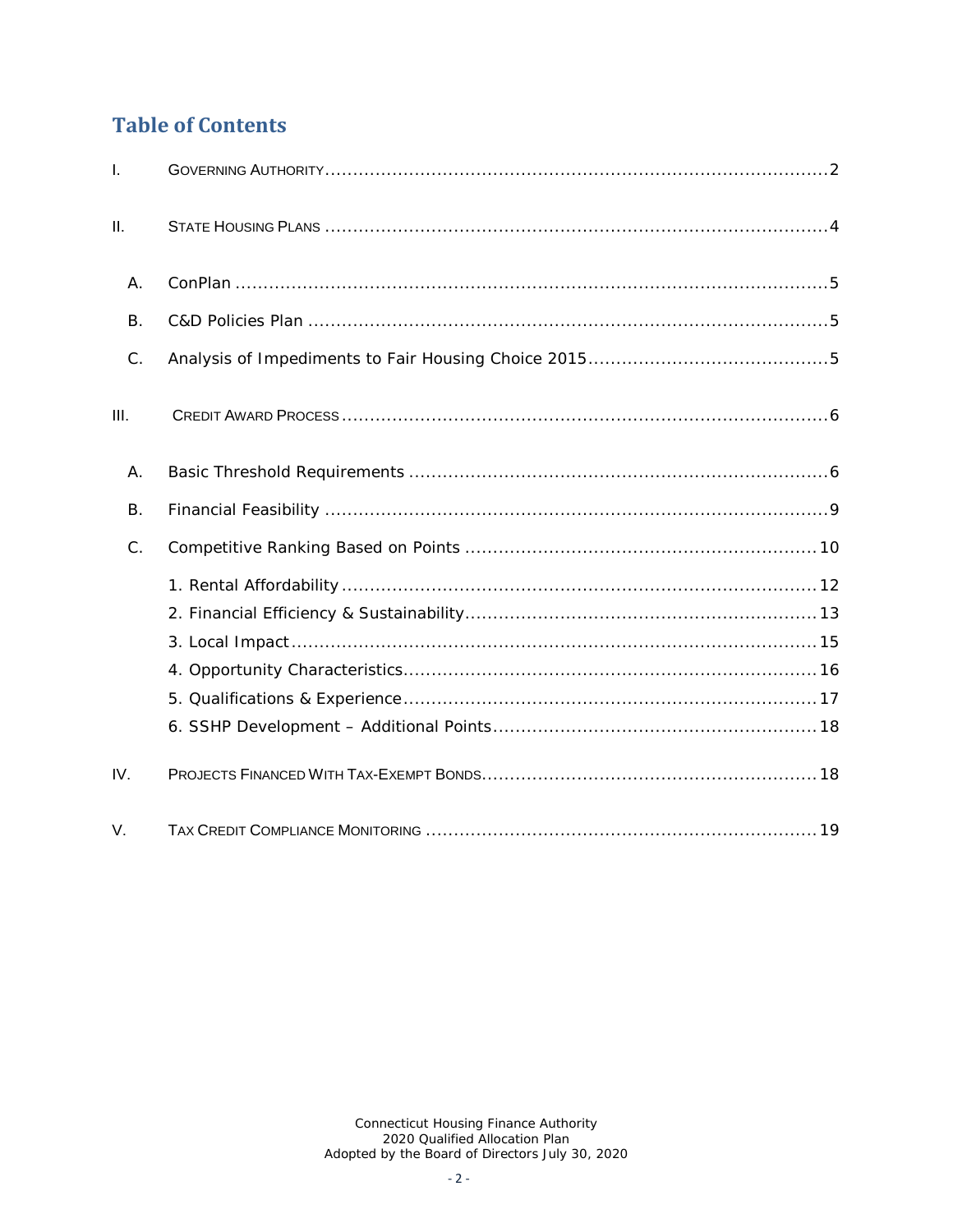# Table of Contents

I. GOVERNING AUTHORITY ........ 2

II. STATE HOUSING PLANS ........ 4

- A. ConPlan ........ 5
- B. C&D Policies Plan ........ 5
- C. Analysis of Impediments to Fair Housing Choice 2015 ........ 5

III. CREDIT AWARD PROCESS ........ 6

- A. Basic Threshold Requirements ........ 6
- B. Financial Feasibility ........ 9
- C. Competitive Ranking Based on Points ........ 10
  1. Rental Affordability ........ 12
  2. Financial Efficiency & Sustainability ........ 13
  3. Local Impact ........ 15
  4. Opportunity Characteristics ........ 16
  5. Qualifications & Experience ........ 17
  6. SSHP Development – Additional Points ........ 18

IV. PROJECTS FINANCED WITH TAX-EXEMPT BONDS ........ 18

V. TAX CREDIT COMPLIANCE MONITORING ........ 19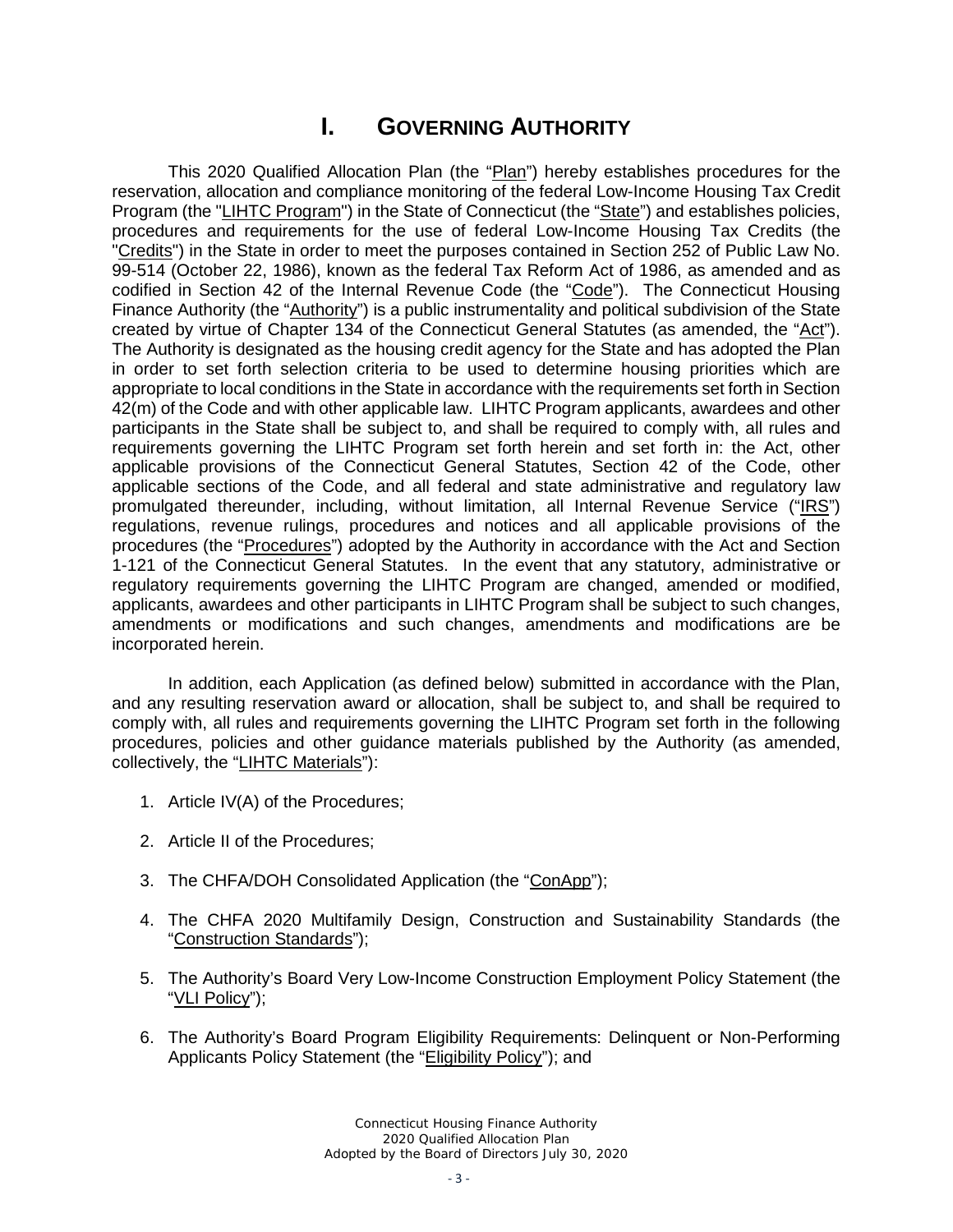# I. GOVERNING AUTHORITY

This 2020 Qualified Allocation Plan (the "Plan") hereby establishes procedures for the reservation, allocation and compliance monitoring of the federal Low-Income Housing Tax Credit Program (the "LIHTC Program") in the State of Connecticut (the "State") and establishes policies, procedures and requirements for the use of federal Low-Income Housing Tax Credits (the "Credits") in the State in order to meet the purposes contained in Section 252 of Public Law No. 99-514 (October 22, 1986), known as the federal Tax Reform Act of 1986, as amended and as codified in Section 42 of the Internal Revenue Code (the "Code"). The Connecticut Housing Finance Authority (the "Authority") is a public instrumentality and political subdivision of the State created by virtue of Chapter 134 of the Connecticut General Statutes (as amended, the "Act"). The Authority is designated as the housing credit agency for the State and has adopted the Plan in order to set forth selection criteria to be used to determine housing priorities which are appropriate to local conditions in the State in accordance with the requirements set forth in Section 42(m) of the Code and with other applicable law. LIHTC Program applicants, awardees and other participants in the State shall be subject to, and shall be required to comply with, all rules and requirements governing the LIHTC Program set forth herein and set forth in: the Act, other applicable provisions of the Connecticut General Statutes, Section 42 of the Code, other applicable sections of the Code, and all federal and state administrative and regulatory law promulgated thereunder, including, without limitation, all Internal Revenue Service ("IRS") regulations, revenue rulings, procedures and notices and all applicable provisions of the procedures (the "Procedures") adopted by the Authority in accordance with the Act and Section 1-121 of the Connecticut General Statutes. In the event that any statutory, administrative or regulatory requirements governing the LIHTC Program are changed, amended or modified, applicants, awardees and other participants in LIHTC Program shall be subject to such changes, amendments or modifications and such changes, amendments and modifications are be incorporated herein.

In addition, each Application (as defined below) submitted in accordance with the Plan, and any resulting reservation award or allocation, shall be subject to, and shall be required to comply with, all rules and requirements governing the LIHTC Program set forth in the following procedures, policies and other guidance materials published by the Authority (as amended, collectively, the "LIHTC Materials"):

1. Article IV(A) of the Procedures;
2. Article II of the Procedures;
3. The CHFA/DOH Consolidated Application (the "ConApp");
4. The CHFA 2020 Multifamily Design, Construction and Sustainability Standards (the "Construction Standards");
5. The Authority's Board Very Low-Income Construction Employment Policy Statement (the "VLI Policy");
6. The Authority's Board Program Eligibility Requirements: Delinquent or Non-Performing Applicants Policy Statement (the "Eligibility Policy"); and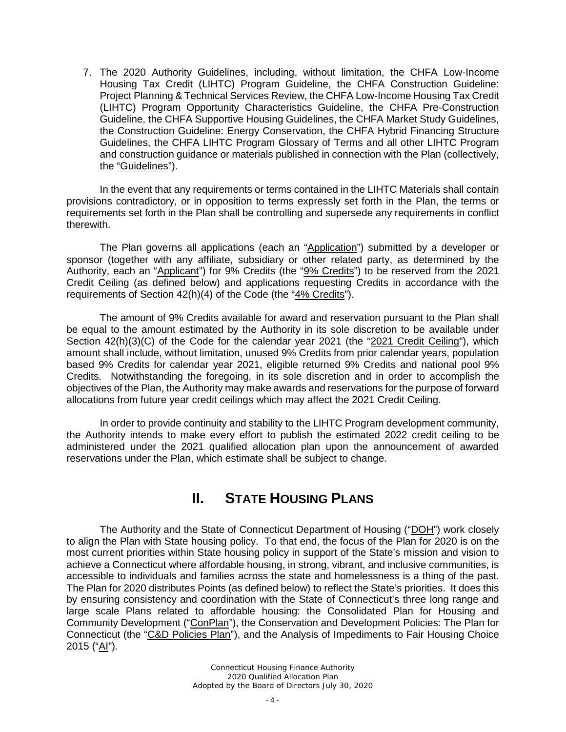7. The 2020 Authority Guidelines, including, without limitation, the CHFA Low-Income Housing Tax Credit (LIHTC) Program Guideline, the CHFA Construction Guideline: Project Planning & Technical Services Review, the CHFA Low-Income Housing Tax Credit (LIHTC) Program Opportunity Characteristics Guideline, the CHFA Pre-Construction Guideline, the CHFA Supportive Housing Guidelines, the CHFA Market Study Guidelines, the Construction Guideline: Energy Conservation, the CHFA Hybrid Financing Structure Guidelines, the CHFA LIHTC Program Glossary of Terms and all other LIHTC Program and construction guidance or materials published in connection with the Plan (collectively, the "Guidelines").

In the event that any requirements or terms contained in the LIHTC Materials shall contain provisions contradictory, or in opposition to terms expressly set forth in the Plan, the terms or requirements set forth in the Plan shall be controlling and supersede any requirements in conflict therewith.

The Plan governs all applications (each an "Application") submitted by a developer or sponsor (together with any affiliate, subsidiary or other related party, as determined by the Authority, each an "Applicant") for 9% Credits (the "9% Credits") to be reserved from the 2021 Credit Ceiling (as defined below) and applications requesting Credits in accordance with the requirements of Section 42(h)(4) of the Code (the "4% Credits").

The amount of 9% Credits available for award and reservation pursuant to the Plan shall be equal to the amount estimated by the Authority in its sole discretion to be available under Section 42(h)(3)(C) of the Code for the calendar year 2021 (the "2021 Credit Ceiling"), which amount shall include, without limitation, unused 9% Credits from prior calendar years, population based 9% Credits for calendar year 2021, eligible returned 9% Credits and national pool 9% Credits. Notwithstanding the foregoing, in its sole discretion and in order to accomplish the objectives of the Plan, the Authority may make awards and reservations for the purpose of forward allocations from future year credit ceilings which may affect the 2021 Credit Ceiling.

In order to provide continuity and stability to the LIHTC Program development community, the Authority intends to make every effort to publish the estimated 2022 credit ceiling to be administered under the 2021 qualified allocation plan upon the announcement of awarded reservations under the Plan, which estimate shall be subject to change.

# II. STATE HOUSING PLANS

The Authority and the State of Connecticut Department of Housing ("DOH") work closely to align the Plan with State housing policy. To that end, the focus of the Plan for 2020 is on the most current priorities within State housing policy in support of the State's mission and vision to achieve a Connecticut where affordable housing, in strong, vibrant, and inclusive communities, is accessible to individuals and families across the state and homelessness is a thing of the past. The Plan for 2020 distributes Points (as defined below) to reflect the State's priorities. It does this by ensuring consistency and coordination with the State of Connecticut's three long range and large scale Plans related to affordable housing: the Consolidated Plan for Housing and Community Development ("ConPlan"), the Conservation and Development Policies: The Plan for Connecticut (the "C&D Policies Plan"), and the Analysis of Impediments to Fair Housing Choice 2015 ("AI").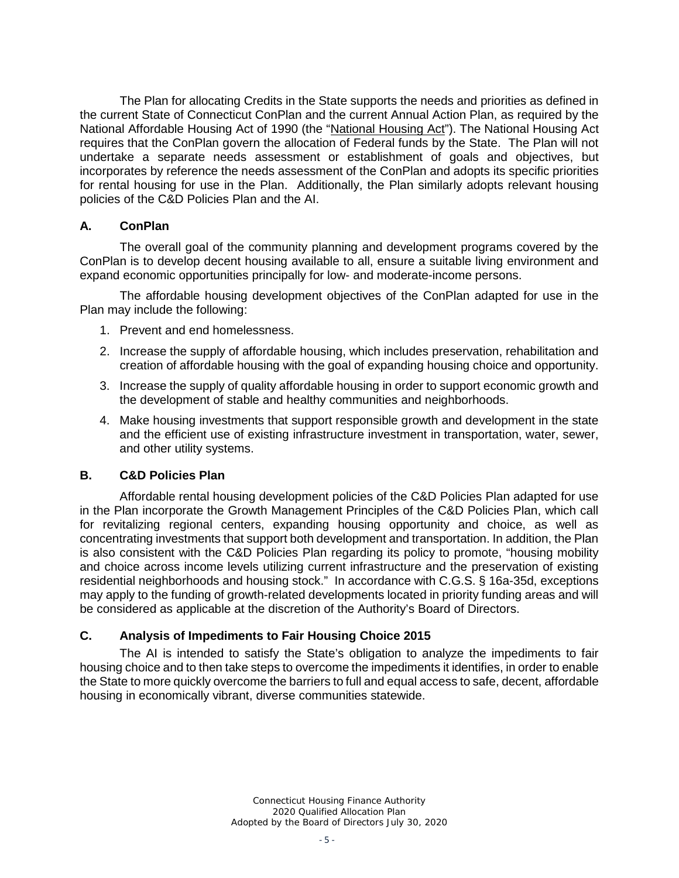The Plan for allocating Credits in the State supports the needs and priorities as defined in the current State of Connecticut ConPlan and the current Annual Action Plan, as required by the National Affordable Housing Act of 1990 (the "National Housing Act"). The National Housing Act requires that the ConPlan govern the allocation of Federal funds by the State. The Plan will not undertake a separate needs assessment or establishment of goals and objectives, but incorporates by reference the needs assessment of the ConPlan and adopts its specific priorities for rental housing for use in the Plan. Additionally, the Plan similarly adopts relevant housing policies of the C&D Policies Plan and the AI.

## A. ConPlan

The overall goal of the community planning and development programs covered by the ConPlan is to develop decent housing available to all, ensure a suitable living environment and expand economic opportunities principally for low- and moderate-income persons.

The affordable housing development objectives of the ConPlan adapted for use in the Plan may include the following:

1. Prevent and end homelessness.
2. Increase the supply of affordable housing, which includes preservation, rehabilitation and creation of affordable housing with the goal of expanding housing choice and opportunity.
3. Increase the supply of quality affordable housing in order to support economic growth and the development of stable and healthy communities and neighborhoods.
4. Make housing investments that support responsible growth and development in the state and the efficient use of existing infrastructure investment in transportation, water, sewer, and other utility systems.

## B. C&D Policies Plan

Affordable rental housing development policies of the C&D Policies Plan adapted for use in the Plan incorporate the Growth Management Principles of the C&D Policies Plan, which call for revitalizing regional centers, expanding housing opportunity and choice, as well as concentrating investments that support both development and transportation. In addition, the Plan is also consistent with the C&D Policies Plan regarding its policy to promote, "housing mobility and choice across income levels utilizing current infrastructure and the preservation of existing residential neighborhoods and housing stock." In accordance with C.G.S. § 16a-35d, exceptions may apply to the funding of growth-related developments located in priority funding areas and will be considered as applicable at the discretion of the Authority's Board of Directors.

## C. Analysis of Impediments to Fair Housing Choice 2015

The AI is intended to satisfy the State's obligation to analyze the impediments to fair housing choice and to then take steps to overcome the impediments it identifies, in order to enable the State to more quickly overcome the barriers to full and equal access to safe, decent, affordable housing in economically vibrant, diverse communities statewide.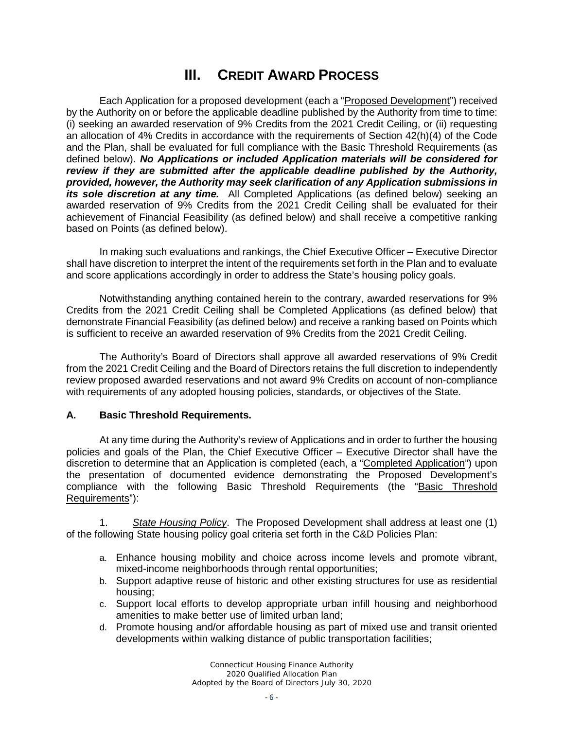# III. CREDIT AWARD PROCESS

Each Application for a proposed development (each a "Proposed Development") received by the Authority on or before the applicable deadline published by the Authority from time to time: (i) seeking an awarded reservation of 9% Credits from the 2021 Credit Ceiling, or (ii) requesting an allocation of 4% Credits in accordance with the requirements of Section 42(h)(4) of the Code and the Plan, shall be evaluated for full compliance with the Basic Threshold Requirements (as defined below). ***No Applications or included Application materials will be considered for review if they are submitted after the applicable deadline published by the Authority, provided, however, the Authority may seek clarification of any Application submissions in its sole discretion at any time.*** All Completed Applications (as defined below) seeking an awarded reservation of 9% Credits from the 2021 Credit Ceiling shall be evaluated for their achievement of Financial Feasibility (as defined below) and shall receive a competitive ranking based on Points (as defined below).

In making such evaluations and rankings, the Chief Executive Officer – Executive Director shall have discretion to interpret the intent of the requirements set forth in the Plan and to evaluate and score applications accordingly in order to address the State's housing policy goals.

Notwithstanding anything contained herein to the contrary, awarded reservations for 9% Credits from the 2021 Credit Ceiling shall be Completed Applications (as defined below) that demonstrate Financial Feasibility (as defined below) and receive a ranking based on Points which is sufficient to receive an awarded reservation of 9% Credits from the 2021 Credit Ceiling.

The Authority's Board of Directors shall approve all awarded reservations of 9% Credit from the 2021 Credit Ceiling and the Board of Directors retains the full discretion to independently review proposed awarded reservations and not award 9% Credits on account of non-compliance with requirements of any adopted housing policies, standards, or objectives of the State.

## A. Basic Threshold Requirements.

At any time during the Authority's review of Applications and in order to further the housing policies and goals of the Plan, the Chief Executive Officer – Executive Director shall have the discretion to determine that an Application is completed (each, a "Completed Application") upon the presentation of documented evidence demonstrating the Proposed Development's compliance with the following Basic Threshold Requirements (the "Basic Threshold Requirements"):

1. *State Housing Policy*. The Proposed Development shall address at least one (1) of the following State housing policy goal criteria set forth in the C&D Policies Plan:

   a. Enhance housing mobility and choice across income levels and promote vibrant, mixed-income neighborhoods through rental opportunities;
   b. Support adaptive reuse of historic and other existing structures for use as residential housing;
   c. Support local efforts to develop appropriate urban infill housing and neighborhood amenities to make better use of limited urban land;
   d. Promote housing and/or affordable housing as part of mixed use and transit oriented developments within walking distance of public transportation facilities;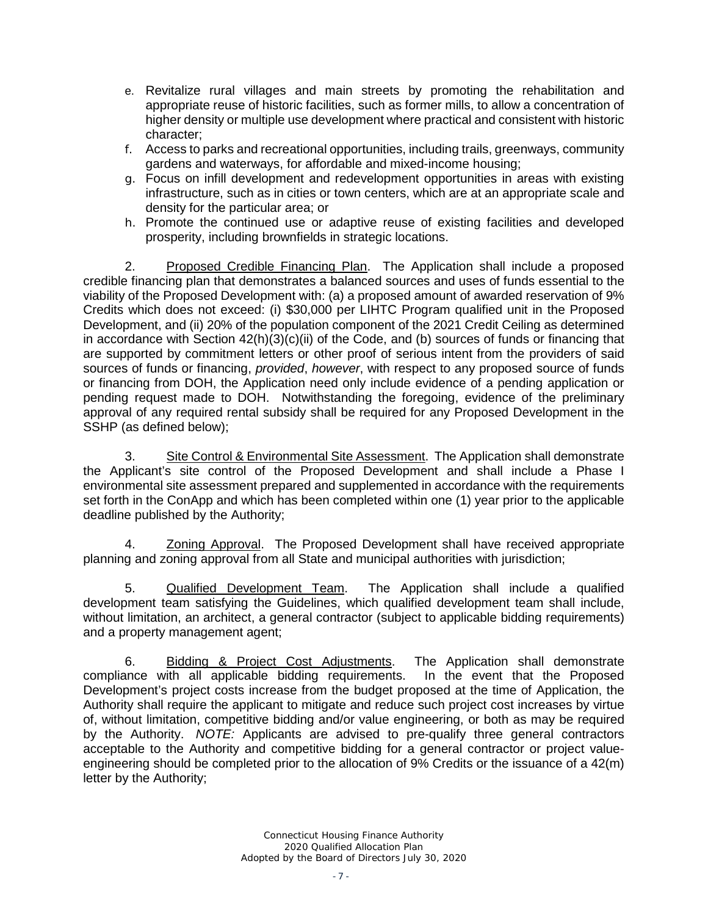e. Revitalize rural villages and main streets by promoting the rehabilitation and appropriate reuse of historic facilities, such as former mills, to allow a concentration of higher density or multiple use development where practical and consistent with historic character;

f. Access to parks and recreational opportunities, including trails, greenways, community gardens and waterways, for affordable and mixed-income housing;

g. Focus on infill development and redevelopment opportunities in areas with existing infrastructure, such as in cities or town centers, which are at an appropriate scale and density for the particular area; or

h. Promote the continued use or adaptive reuse of existing facilities and developed prosperity, including brownfields in strategic locations.

2. Proposed Credible Financing Plan. The Application shall include a proposed credible financing plan that demonstrates a balanced sources and uses of funds essential to the viability of the Proposed Development with: (a) a proposed amount of awarded reservation of 9% Credits which does not exceed: (i) $30,000 per LIHTC Program qualified unit in the Proposed Development, and (ii) 20% of the population component of the 2021 Credit Ceiling as determined in accordance with Section 42(h)(3)(c)(ii) of the Code, and (b) sources of funds or financing that are supported by commitment letters or other proof of serious intent from the providers of said sources of funds or financing, *provided*, *however*, with respect to any proposed source of funds or financing from DOH, the Application need only include evidence of a pending application or pending request made to DOH. Notwithstanding the foregoing, evidence of the preliminary approval of any required rental subsidy shall be required for any Proposed Development in the SSHP (as defined below);

3. Site Control & Environmental Site Assessment. The Application shall demonstrate the Applicant's site control of the Proposed Development and shall include a Phase I environmental site assessment prepared and supplemented in accordance with the requirements set forth in the ConApp and which has been completed within one (1) year prior to the applicable deadline published by the Authority;

4. Zoning Approval. The Proposed Development shall have received appropriate planning and zoning approval from all State and municipal authorities with jurisdiction;

5. Qualified Development Team. The Application shall include a qualified development team satisfying the Guidelines, which qualified development team shall include, without limitation, an architect, a general contractor (subject to applicable bidding requirements) and a property management agent;

6. Bidding & Project Cost Adjustments. The Application shall demonstrate compliance with all applicable bidding requirements. In the event that the Proposed Development's project costs increase from the budget proposed at the time of Application, the Authority shall require the applicant to mitigate and reduce such project cost increases by virtue of, without limitation, competitive bidding and/or value engineering, or both as may be required by the Authority. *NOTE:* Applicants are advised to pre-qualify three general contractors acceptable to the Authority and competitive bidding for a general contractor or project value-engineering should be completed prior to the allocation of 9% Credits or the issuance of a 42(m) letter by the Authority;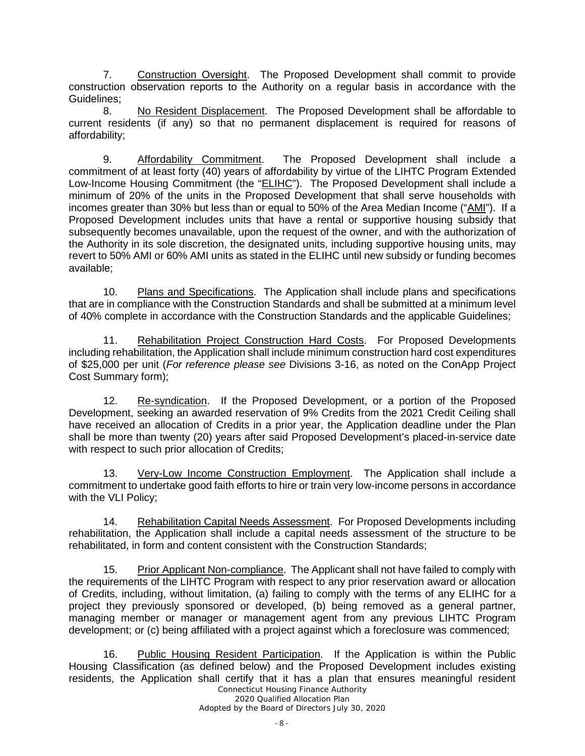7. Construction Oversight. The Proposed Development shall commit to provide construction observation reports to the Authority on a regular basis in accordance with the Guidelines;

8. No Resident Displacement. The Proposed Development shall be affordable to current residents (if any) so that no permanent displacement is required for reasons of affordability;

9. Affordability Commitment. The Proposed Development shall include a commitment of at least forty (40) years of affordability by virtue of the LIHTC Program Extended Low-Income Housing Commitment (the "ELIHC"). The Proposed Development shall include a minimum of 20% of the units in the Proposed Development that shall serve households with incomes greater than 30% but less than or equal to 50% of the Area Median Income ("AMI"). If a Proposed Development includes units that have a rental or supportive housing subsidy that subsequently becomes unavailable, upon the request of the owner, and with the authorization of the Authority in its sole discretion, the designated units, including supportive housing units, may revert to 50% AMI or 60% AMI units as stated in the ELIHC until new subsidy or funding becomes available;

10. Plans and Specifications. The Application shall include plans and specifications that are in compliance with the Construction Standards and shall be submitted at a minimum level of 40% complete in accordance with the Construction Standards and the applicable Guidelines;

11. Rehabilitation Project Construction Hard Costs. For Proposed Developments including rehabilitation, the Application shall include minimum construction hard cost expenditures of $25,000 per unit (*For reference please see* Divisions 3-16, as noted on the ConApp Project Cost Summary form);

12. Re-syndication. If the Proposed Development, or a portion of the Proposed Development, seeking an awarded reservation of 9% Credits from the 2021 Credit Ceiling shall have received an allocation of Credits in a prior year, the Application deadline under the Plan shall be more than twenty (20) years after said Proposed Development's placed-in-service date with respect to such prior allocation of Credits;

13. Very-Low Income Construction Employment. The Application shall include a commitment to undertake good faith efforts to hire or train very low-income persons in accordance with the VLI Policy;

14. Rehabilitation Capital Needs Assessment. For Proposed Developments including rehabilitation, the Application shall include a capital needs assessment of the structure to be rehabilitated, in form and content consistent with the Construction Standards;

15. Prior Applicant Non-compliance. The Applicant shall not have failed to comply with the requirements of the LIHTC Program with respect to any prior reservation award or allocation of Credits, including, without limitation, (a) failing to comply with the terms of any ELIHC for a project they previously sponsored or developed, (b) being removed as a general partner, managing member or manager or management agent from any previous LIHTC Program development; or (c) being affiliated with a project against which a foreclosure was commenced;

16. Public Housing Resident Participation. If the Application is within the Public Housing Classification (as defined below) and the Proposed Development includes existing residents, the Application shall certify that it has a plan that ensures meaningful resident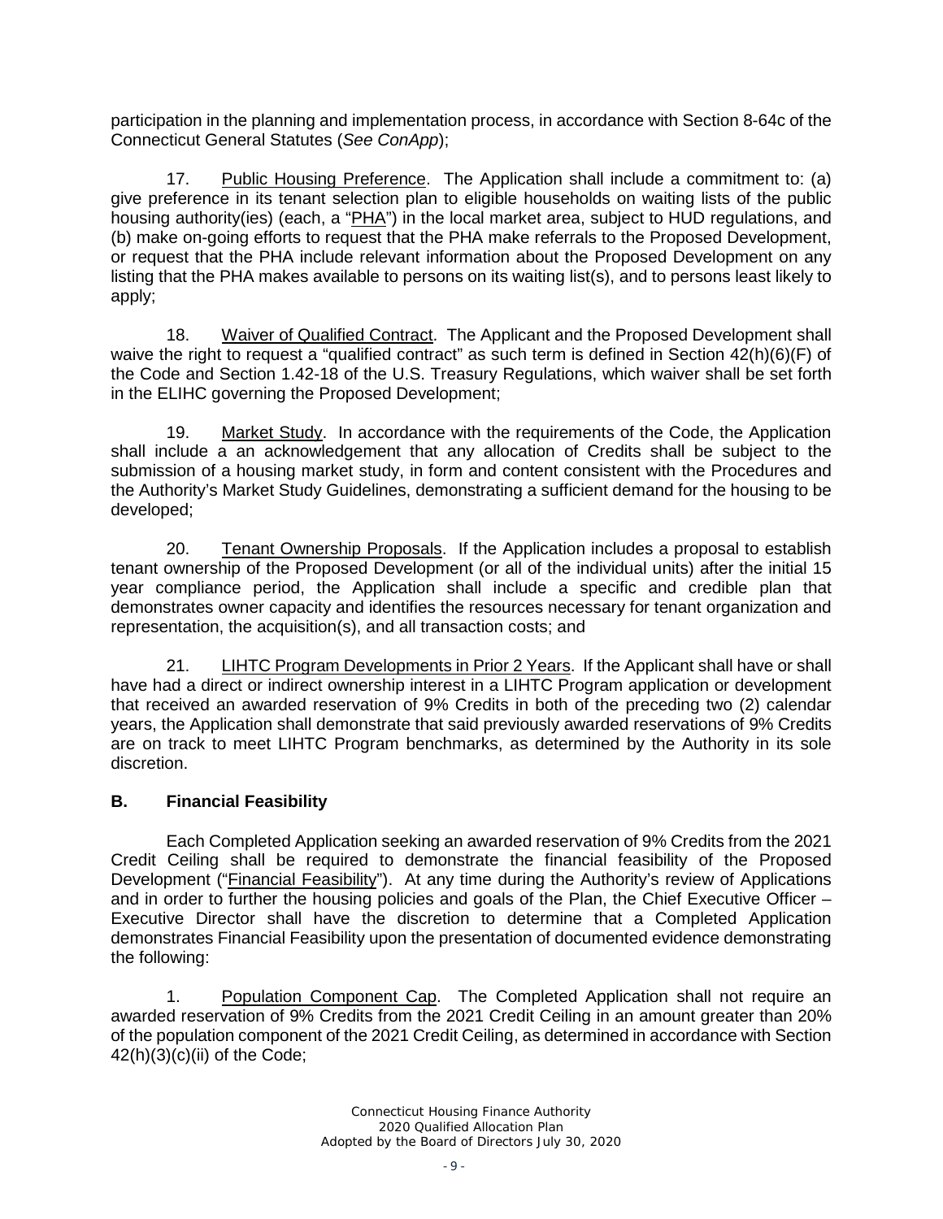participation in the planning and implementation process, in accordance with Section 8-64c of the Connecticut General Statutes (*See ConApp*);

17. Public Housing Preference. The Application shall include a commitment to: (a) give preference in its tenant selection plan to eligible households on waiting lists of the public housing authority(ies) (each, a "PHA") in the local market area, subject to HUD regulations, and (b) make on-going efforts to request that the PHA make referrals to the Proposed Development, or request that the PHA include relevant information about the Proposed Development on any listing that the PHA makes available to persons on its waiting list(s), and to persons least likely to apply;

18. Waiver of Qualified Contract. The Applicant and the Proposed Development shall waive the right to request a "qualified contract" as such term is defined in Section 42(h)(6)(F) of the Code and Section 1.42-18 of the U.S. Treasury Regulations, which waiver shall be set forth in the ELIHC governing the Proposed Development;

19. Market Study. In accordance with the requirements of the Code, the Application shall include a an acknowledgement that any allocation of Credits shall be subject to the submission of a housing market study, in form and content consistent with the Procedures and the Authority's Market Study Guidelines, demonstrating a sufficient demand for the housing to be developed;

20. Tenant Ownership Proposals. If the Application includes a proposal to establish tenant ownership of the Proposed Development (or all of the individual units) after the initial 15 year compliance period, the Application shall include a specific and credible plan that demonstrates owner capacity and identifies the resources necessary for tenant organization and representation, the acquisition(s), and all transaction costs; and

21. LIHTC Program Developments in Prior 2 Years. If the Applicant shall have or shall have had a direct or indirect ownership interest in a LIHTC Program application or development that received an awarded reservation of 9% Credits in both of the preceding two (2) calendar years, the Application shall demonstrate that said previously awarded reservations of 9% Credits are on track to meet LIHTC Program benchmarks, as determined by the Authority in its sole discretion.

## B. Financial Feasibility

Each Completed Application seeking an awarded reservation of 9% Credits from the 2021 Credit Ceiling shall be required to demonstrate the financial feasibility of the Proposed Development ("Financial Feasibility"). At any time during the Authority's review of Applications and in order to further the housing policies and goals of the Plan, the Chief Executive Officer – Executive Director shall have the discretion to determine that a Completed Application demonstrates Financial Feasibility upon the presentation of documented evidence demonstrating the following:

1. Population Component Cap. The Completed Application shall not require an awarded reservation of 9% Credits from the 2021 Credit Ceiling in an amount greater than 20% of the population component of the 2021 Credit Ceiling, as determined in accordance with Section 42(h)(3)(c)(ii) of the Code;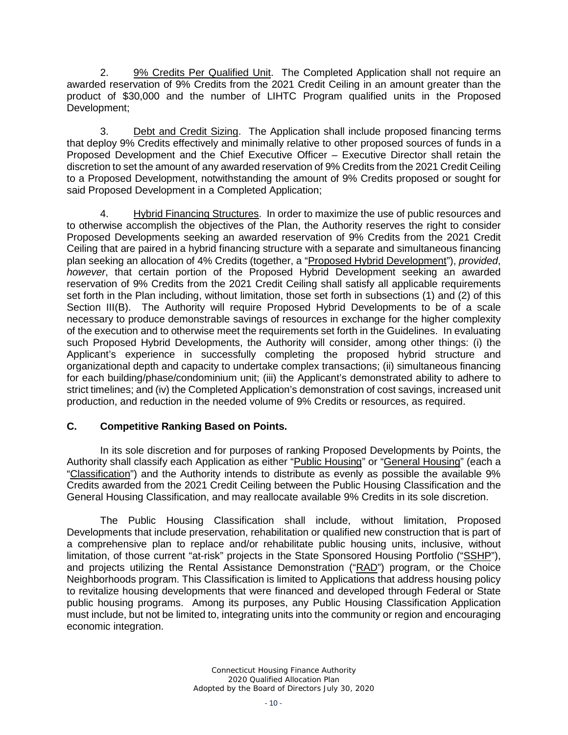2. 9% Credits Per Qualified Unit. The Completed Application shall not require an awarded reservation of 9% Credits from the 2021 Credit Ceiling in an amount greater than the product of $30,000 and the number of LIHTC Program qualified units in the Proposed Development;

3. Debt and Credit Sizing. The Application shall include proposed financing terms that deploy 9% Credits effectively and minimally relative to other proposed sources of funds in a Proposed Development and the Chief Executive Officer – Executive Director shall retain the discretion to set the amount of any awarded reservation of 9% Credits from the 2021 Credit Ceiling to a Proposed Development, notwithstanding the amount of 9% Credits proposed or sought for said Proposed Development in a Completed Application;

4. Hybrid Financing Structures. In order to maximize the use of public resources and to otherwise accomplish the objectives of the Plan, the Authority reserves the right to consider Proposed Developments seeking an awarded reservation of 9% Credits from the 2021 Credit Ceiling that are paired in a hybrid financing structure with a separate and simultaneous financing plan seeking an allocation of 4% Credits (together, a "Proposed Hybrid Development"), *provided*, *however*, that certain portion of the Proposed Hybrid Development seeking an awarded reservation of 9% Credits from the 2021 Credit Ceiling shall satisfy all applicable requirements set forth in the Plan including, without limitation, those set forth in subsections (1) and (2) of this Section III(B). The Authority will require Proposed Hybrid Developments to be of a scale necessary to produce demonstrable savings of resources in exchange for the higher complexity of the execution and to otherwise meet the requirements set forth in the Guidelines. In evaluating such Proposed Hybrid Developments, the Authority will consider, among other things: (i) the Applicant's experience in successfully completing the proposed hybrid structure and organizational depth and capacity to undertake complex transactions; (ii) simultaneous financing for each building/phase/condominium unit; (iii) the Applicant's demonstrated ability to adhere to strict timelines; and (iv) the Completed Application's demonstration of cost savings, increased unit production, and reduction in the needed volume of 9% Credits or resources, as required.

### C. Competitive Ranking Based on Points.

In its sole discretion and for purposes of ranking Proposed Developments by Points, the Authority shall classify each Application as either "Public Housing" or "General Housing" (each a "Classification") and the Authority intends to distribute as evenly as possible the available 9% Credits awarded from the 2021 Credit Ceiling between the Public Housing Classification and the General Housing Classification, and may reallocate available 9% Credits in its sole discretion.

The Public Housing Classification shall include, without limitation, Proposed Developments that include preservation, rehabilitation or qualified new construction that is part of a comprehensive plan to replace and/or rehabilitate public housing units, inclusive, without limitation, of those current "at-risk" projects in the State Sponsored Housing Portfolio ("SSHP"), and projects utilizing the Rental Assistance Demonstration ("RAD") program, or the Choice Neighborhoods program. This Classification is limited to Applications that address housing policy to revitalize housing developments that were financed and developed through Federal or State public housing programs. Among its purposes, any Public Housing Classification Application must include, but not be limited to, integrating units into the community or region and encouraging economic integration.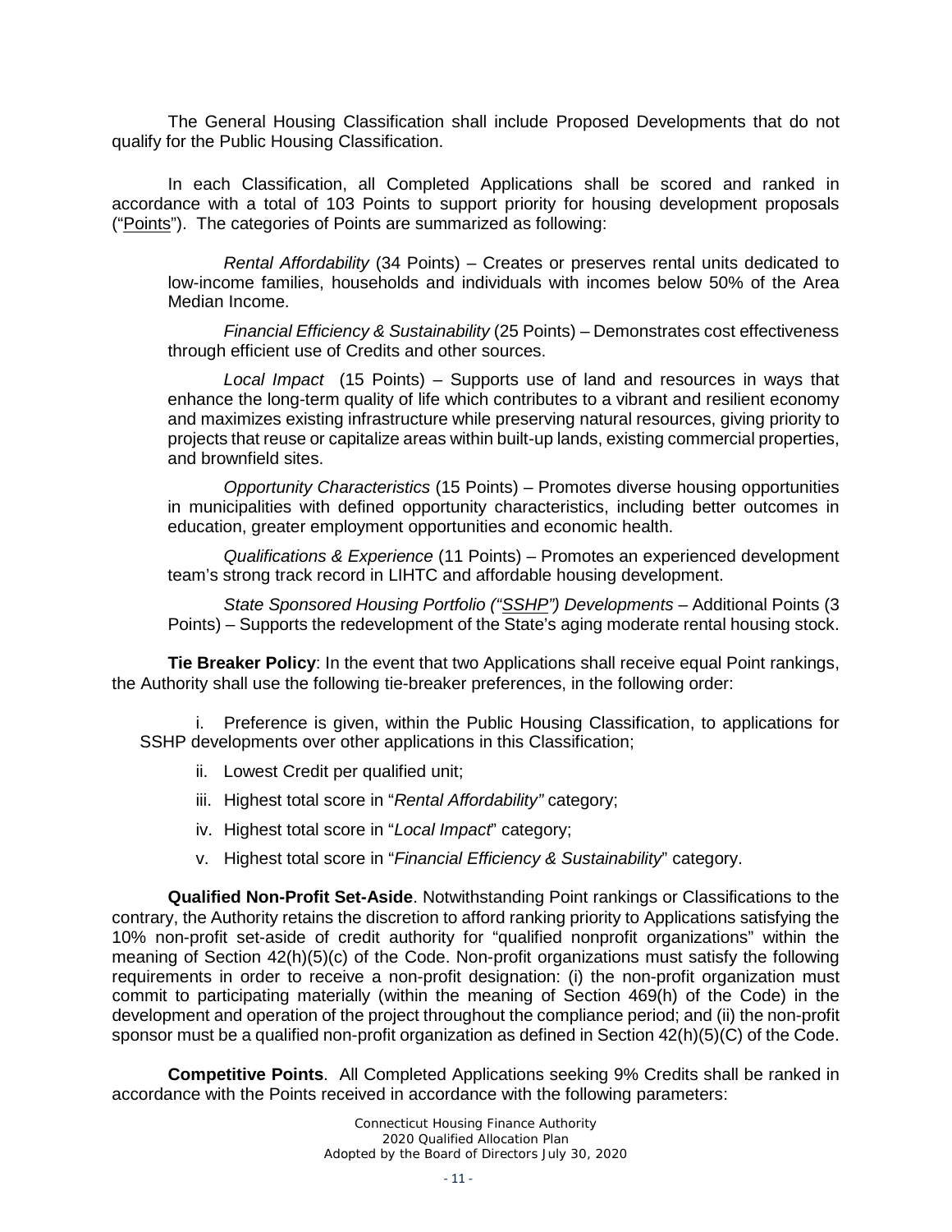The General Housing Classification shall include Proposed Developments that do not qualify for the Public Housing Classification.

In each Classification, all Completed Applications shall be scored and ranked in accordance with a total of 103 Points to support priority for housing development proposals ("Points"). The categories of Points are summarized as following:

> *Rental Affordability* (34 Points) – Creates or preserves rental units dedicated to low-income families, households and individuals with incomes below 50% of the Area Median Income.
>
> *Financial Efficiency & Sustainability* (25 Points) – Demonstrates cost effectiveness through efficient use of Credits and other sources.
>
> *Local Impact* (15 Points) – Supports use of land and resources in ways that enhance the long-term quality of life which contributes to a vibrant and resilient economy and maximizes existing infrastructure while preserving natural resources, giving priority to projects that reuse or capitalize areas within built-up lands, existing commercial properties, and brownfield sites.
>
> *Opportunity Characteristics* (15 Points) – Promotes diverse housing opportunities in municipalities with defined opportunity characteristics, including better outcomes in education, greater employment opportunities and economic health.
>
> *Qualifications & Experience* (11 Points) – Promotes an experienced development team's strong track record in LIHTC and affordable housing development.
>
> *State Sponsored Housing Portfolio ("SSHP") Developments* – Additional Points (3 Points) – Supports the redevelopment of the State's aging moderate rental housing stock.

**Tie Breaker Policy**: In the event that two Applications shall receive equal Point rankings, the Authority shall use the following tie-breaker preferences, in the following order:

i. Preference is given, within the Public Housing Classification, to applications for SSHP developments over other applications in this Classification;

ii. Lowest Credit per qualified unit;

iii. Highest total score in "*Rental Affordability"* category;

iv. Highest total score in "*Local Impact*" category;

v. Highest total score in "*Financial Efficiency & Sustainability*" category.

**Qualified Non-Profit Set-Aside**. Notwithstanding Point rankings or Classifications to the contrary, the Authority retains the discretion to afford ranking priority to Applications satisfying the 10% non-profit set-aside of credit authority for "qualified nonprofit organizations" within the meaning of Section 42(h)(5)(c) of the Code. Non-profit organizations must satisfy the following requirements in order to receive a non-profit designation: (i) the non-profit organization must commit to participating materially (within the meaning of Section 469(h) of the Code) in the development and operation of the project throughout the compliance period; and (ii) the non-profit sponsor must be a qualified non-profit organization as defined in Section 42(h)(5)(C) of the Code.

**Competitive Points**. All Completed Applications seeking 9% Credits shall be ranked in accordance with the Points received in accordance with the following parameters: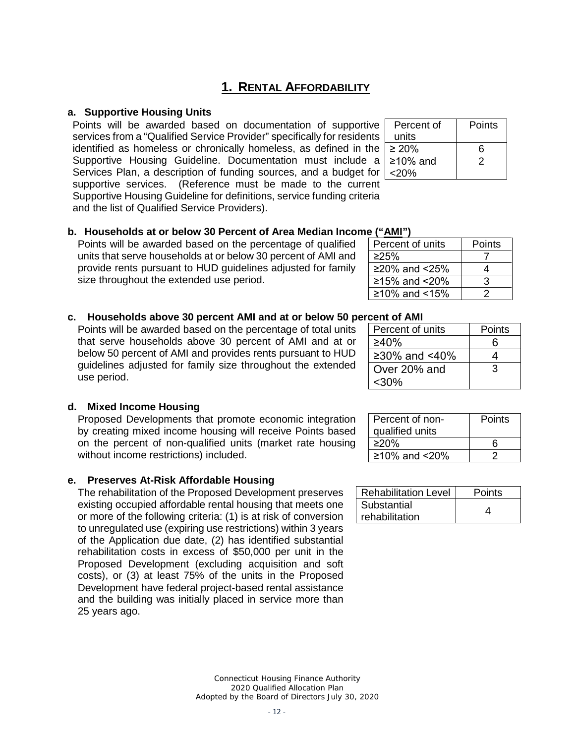# 1. RENTAL AFFORDABILITY

**a. Supportive Housing Units**

Points will be awarded based on documentation of supportive services from a "Qualified Service Provider" specifically for residents identified as homeless or chronically homeless, as defined in the Supportive Housing Guideline. Documentation must include a Services Plan, a description of funding sources, and a budget for supportive services. (Reference must be made to the current Supportive Housing Guideline for definitions, service funding criteria and the list of Qualified Service Providers).

| Percent of units | Points |
|---|---|
| ≥ 20% | 6 |
| ≥10% and <20% | 2 |

**b. Households at or below 30 Percent of Area Median Income ("AMI")**

Points will be awarded based on the percentage of qualified units that serve households at or below 30 percent of AMI and provide rents pursuant to HUD guidelines adjusted for family size throughout the extended use period.

| Percent of units | Points |
|---|---|
| ≥25% | 7 |
| ≥20% and <25% | 4 |
| ≥15% and <20% | 3 |
| ≥10% and <15% | 2 |

**c. Households above 30 percent AMI and at or below 50 percent of AMI**

Points will be awarded based on the percentage of total units that serve households above 30 percent of AMI and at or below 50 percent of AMI and provides rents pursuant to HUD guidelines adjusted for family size throughout the extended use period.

| Percent of units | Points |
|---|---|
| ≥40% | 6 |
| ≥30% and <40% | 4 |
| Over 20% and <30% | 3 |

**d. Mixed Income Housing**

Proposed Developments that promote economic integration by creating mixed income housing will receive Points based on the percent of non-qualified units (market rate housing without income restrictions) included.

| Percent of non-qualified units | Points |
|---|---|
| ≥20% | 6 |
| ≥10% and <20% | 2 |

**e. Preserves At-Risk Affordable Housing**

The rehabilitation of the Proposed Development preserves existing occupied affordable rental housing that meets one or more of the following criteria: (1) is at risk of conversion to unregulated use (expiring use restrictions) within 3 years of the Application due date, (2) has identified substantial rehabilitation costs in excess of $50,000 per unit in the Proposed Development (excluding acquisition and soft costs), or (3) at least 75% of the units in the Proposed Development have federal project-based rental assistance and the building was initially placed in service more than 25 years ago.

| Rehabilitation Level | Points |
|---|---|
| Substantial rehabilitation | 4 |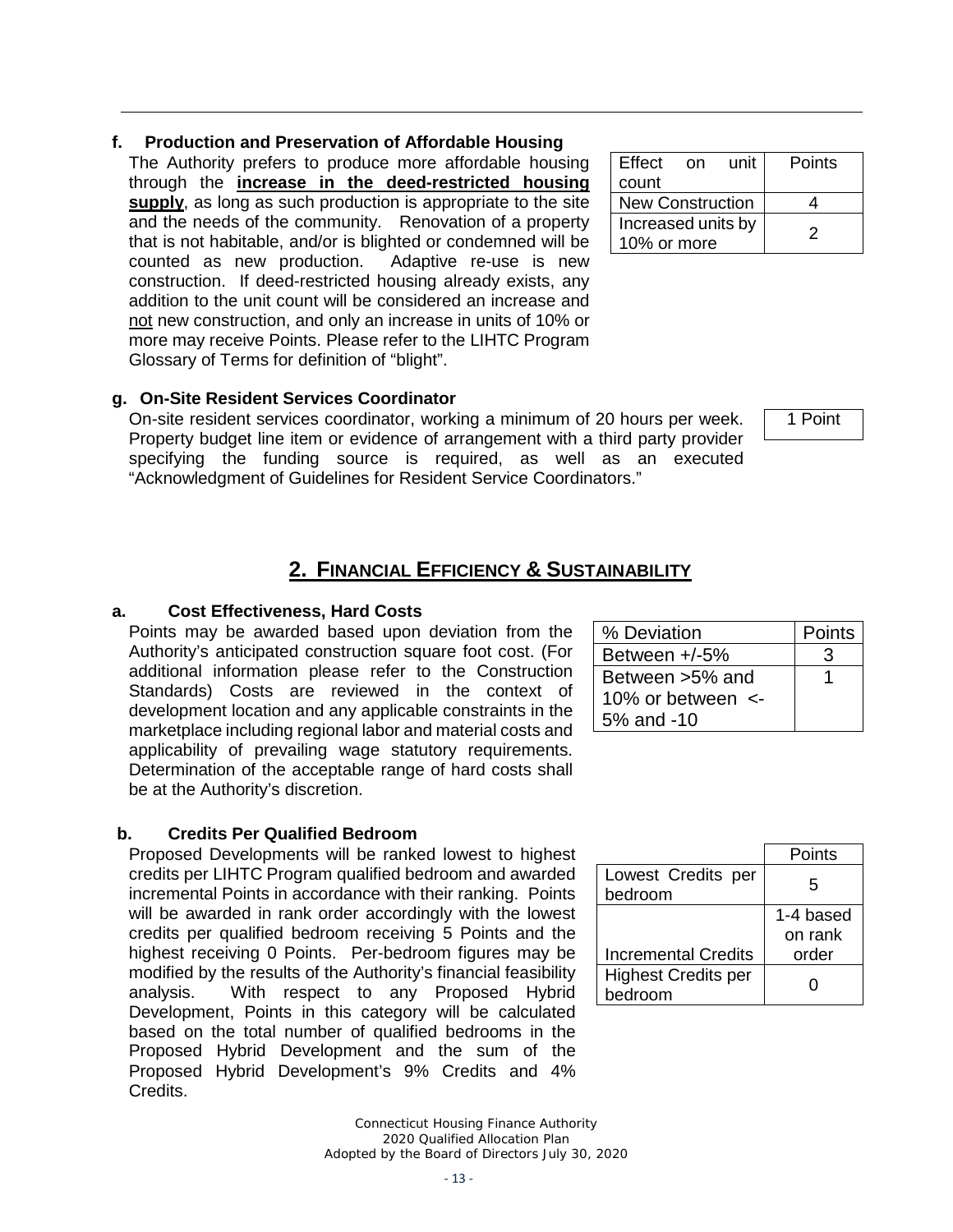### f. Production and Preservation of Affordable Housing

The Authority prefers to produce more affordable housing through the **increase in the deed-restricted housing supply**, as long as such production is appropriate to the site and the needs of the community. Renovation of a property that is not habitable, and/or is blighted or condemned will be counted as new production. Adaptive re-use is new construction. If deed-restricted housing already exists, any addition to the unit count will be considered an increase and not new construction, and only an increase in units of 10% or more may receive Points. Please refer to the LIHTC Program Glossary of Terms for definition of "blight".

| Effect on unit count | Points |
|---|---|
| New Construction | 4 |
| Increased units by 10% or more | 2 |

### g. On-Site Resident Services Coordinator

On-site resident services coordinator, working a minimum of 20 hours per week. Property budget line item or evidence of arrangement with a third party provider specifying the funding source is required, as well as an executed "Acknowledgment of Guidelines for Resident Service Coordinators."

| 1 Point |
|---|

## 2. FINANCIAL EFFICIENCY & SUSTAINABILITY

### a. Cost Effectiveness, Hard Costs

Points may be awarded based upon deviation from the Authority's anticipated construction square foot cost. (For additional information please refer to the Construction Standards) Costs are reviewed in the context of development location and any applicable constraints in the marketplace including regional labor and material costs and applicability of prevailing wage statutory requirements. Determination of the acceptable range of hard costs shall be at the Authority's discretion.

| % Deviation | Points |
|---|---|
| Between +/-5% | 3 |
| Between >5% and 10% or between <-5% and -10 | 1 |

### b. Credits Per Qualified Bedroom

Proposed Developments will be ranked lowest to highest credits per LIHTC Program qualified bedroom and awarded incremental Points in accordance with their ranking. Points will be awarded in rank order accordingly with the lowest credits per qualified bedroom receiving 5 Points and the highest receiving 0 Points. Per-bedroom figures may be modified by the results of the Authority's financial feasibility analysis. With respect to any Proposed Hybrid Development, Points in this category will be calculated based on the total number of qualified bedrooms in the Proposed Hybrid Development and the sum of the Proposed Hybrid Development's 9% Credits and 4% Credits.

| | Points |
|---|---|
| Lowest Credits per bedroom | 5 |
| Incremental Credits | 1-4 based on rank order |
| Highest Credits per bedroom | 0 |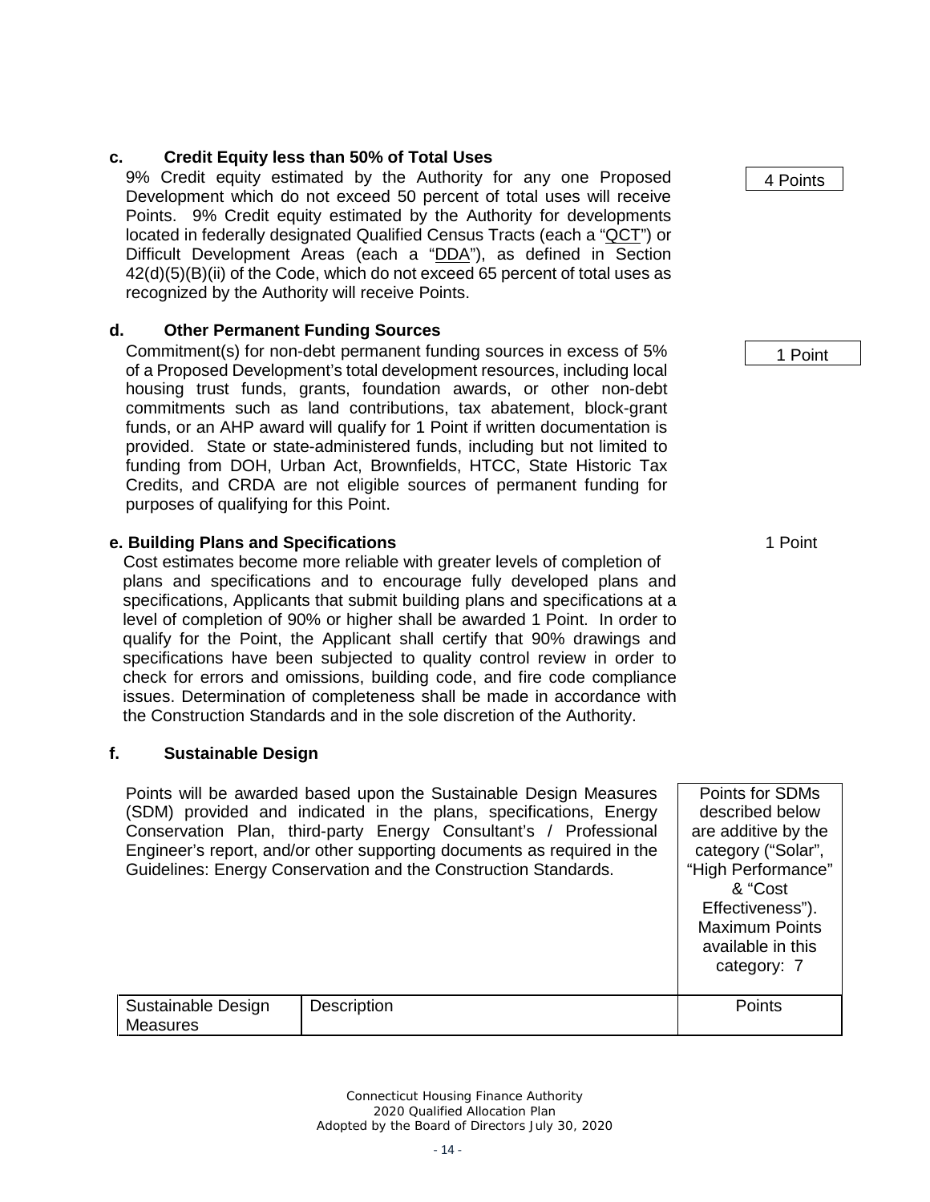### c. Credit Equity less than 50% of Total Uses

9% Credit equity estimated by the Authority for any one Proposed Development which do not exceed 50 percent of total uses will receive Points. 9% Credit equity estimated by the Authority for developments located in federally designated Qualified Census Tracts (each a "QCT") or Difficult Development Areas (each a "DDA"), as defined in Section 42(d)(5)(B)(ii) of the Code, which do not exceed 65 percent of total uses as recognized by the Authority will receive Points.

4 Points

### d. Other Permanent Funding Sources

Commitment(s) for non-debt permanent funding sources in excess of 5% of a Proposed Development's total development resources, including local housing trust funds, grants, foundation awards, or other non-debt commitments such as land contributions, tax abatement, block-grant funds, or an AHP award will qualify for 1 Point if written documentation is provided. State or state-administered funds, including but not limited to funding from DOH, Urban Act, Brownfields, HTCC, State Historic Tax Credits, and CRDA are not eligible sources of permanent funding for purposes of qualifying for this Point.

1 Point

### e. Building Plans and Specifications

1 Point

Cost estimates become more reliable with greater levels of completion of plans and specifications and to encourage fully developed plans and specifications, Applicants that submit building plans and specifications at a level of completion of 90% or higher shall be awarded 1 Point. In order to qualify for the Point, the Applicant shall certify that 90% drawings and specifications have been subjected to quality control review in order to check for errors and omissions, building code, and fire code compliance issues. Determination of completeness shall be made in accordance with the Construction Standards and in the sole discretion of the Authority.

### f. Sustainable Design

Points will be awarded based upon the Sustainable Design Measures (SDM) provided and indicated in the plans, specifications, Energy Conservation Plan, third-party Energy Consultant's / Professional Engineer's report, and/or other supporting documents as required in the Guidelines: Energy Conservation and the Construction Standards.

Points for SDMs described below are additive by the category ("Solar", "High Performance" & "Cost Effectiveness"). Maximum Points available in this category: 7

| Sustainable Design Measures | Description | Points |
|---|---|---|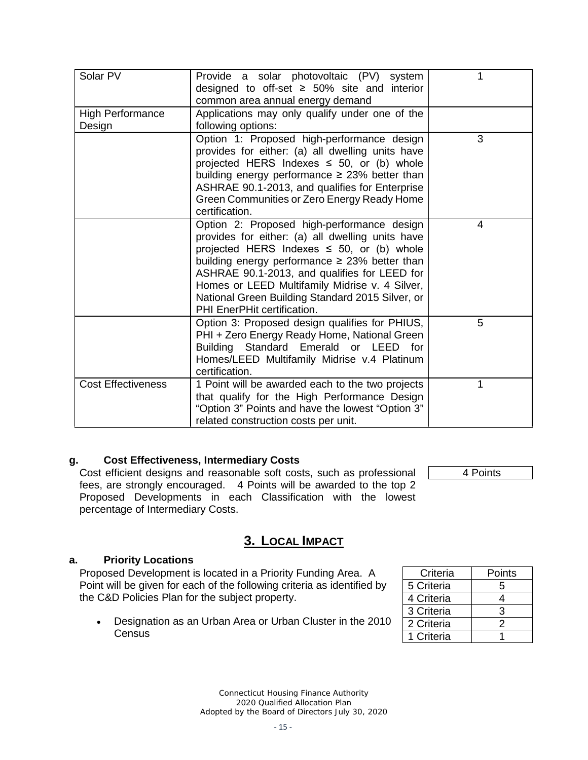| | | |
|---|---|---|
| Solar PV | Provide a solar photovoltaic (PV) system designed to off-set ≥ 50% site and interior common area annual energy demand | 1 |
| High Performance Design | Applications may only qualify under one of the following options: | |
| | Option 1: Proposed high-performance design provides for either: (a) all dwelling units have projected HERS Indexes ≤ 50, or (b) whole building energy performance ≥ 23% better than ASHRAE 90.1-2013, and qualifies for Enterprise Green Communities or Zero Energy Ready Home certification. | 3 |
| | Option 2: Proposed high-performance design provides for either: (a) all dwelling units have projected HERS Indexes ≤ 50, or (b) whole building energy performance ≥ 23% better than ASHRAE 90.1-2013, and qualifies for LEED for Homes or LEED Multifamily Midrise v. 4 Silver, National Green Building Standard 2015 Silver, or PHI EnerPHit certification. | 4 |
| | Option 3: Proposed design qualifies for PHIUS, PHI + Zero Energy Ready Home, National Green Building Standard Emerald or LEED for Homes/LEED Multifamily Midrise v.4 Platinum certification. | 5 |
| Cost Effectiveness | 1 Point will be awarded each to the two projects that qualify for the High Performance Design "Option 3" Points and have the lowest "Option 3" related construction costs per unit. | 1 |

### g. Cost Effectiveness, Intermediary Costs

Cost efficient designs and reasonable soft costs, such as professional fees, are strongly encouraged. 4 Points will be awarded to the top 2 Proposed Developments in each Classification with the lowest percentage of Intermediary Costs.

| 4 Points |
|---|

## 3. LOCAL IMPACT

### a. Priority Locations

Proposed Development is located in a Priority Funding Area. A Point will be given for each of the following criteria as identified by the C&D Policies Plan for the subject property.

- Designation as an Urban Area or Urban Cluster in the 2010 Census

| Criteria | Points |
|---|---|
| 5 Criteria | 5 |
| 4 Criteria | 4 |
| 3 Criteria | 3 |
| 2 Criteria | 2 |
| 1 Criteria | 1 |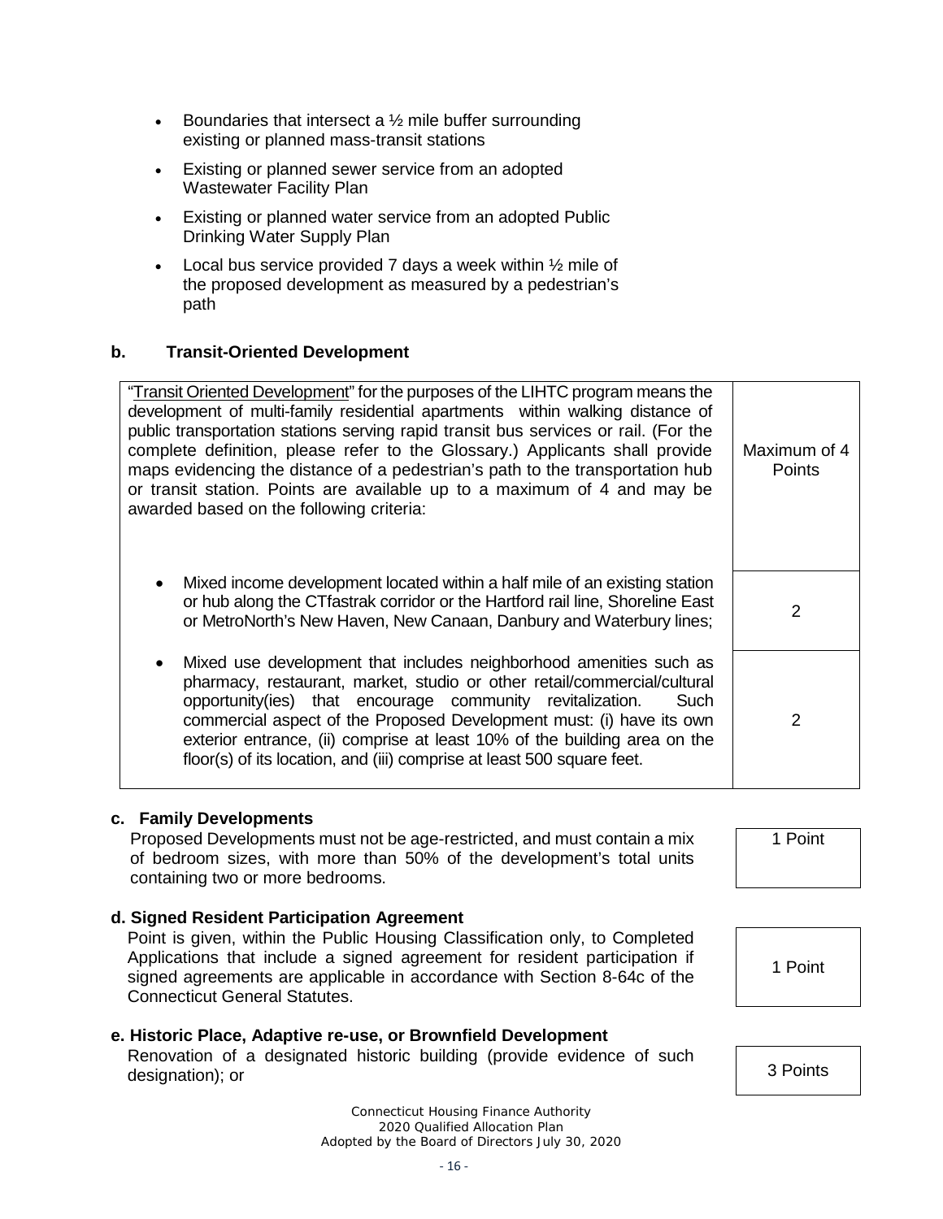- Boundaries that intersect a ½ mile buffer surrounding existing or planned mass-transit stations
- Existing or planned sewer service from an adopted Wastewater Facility Plan
- Existing or planned water service from an adopted Public Drinking Water Supply Plan
- Local bus service provided 7 days a week within ½ mile of the proposed development as measured by a pedestrian's path

**b. Transit-Oriented Development**

| | |
|---|---|
| "Transit Oriented Development" for the purposes of the LIHTC program means the development of multi-family residential apartments within walking distance of public transportation stations serving rapid transit bus services or rail. (For the complete definition, please refer to the Glossary.) Applicants shall provide maps evidencing the distance of a pedestrian's path to the transportation hub or transit station. Points are available up to a maximum of 4 and may be awarded based on the following criteria: | Maximum of 4 Points |
| • Mixed income development located within a half mile of an existing station or hub along the CTfastrak corridor or the Hartford rail line, Shoreline East or MetroNorth's New Haven, New Canaan, Danbury and Waterbury lines; | 2 |
| • Mixed use development that includes neighborhood amenities such as pharmacy, restaurant, market, studio or other retail/commercial/cultural opportunity(ies) that encourage community revitalization. Such commercial aspect of the Proposed Development must: (i) have its own exterior entrance, (ii) comprise at least 10% of the building area on the floor(s) of its location, and (iii) comprise at least 500 square feet. | 2 |

**c. Family Developments**

Proposed Developments must not be age-restricted, and must contain a mix of bedroom sizes, with more than 50% of the development's total units containing two or more bedrooms. — **1 Point**

**d. Signed Resident Participation Agreement**

Point is given, within the Public Housing Classification only, to Completed Applications that include a signed agreement for resident participation if signed agreements are applicable in accordance with Section 8-64c of the Connecticut General Statutes. — **1 Point**

**e. Historic Place, Adaptive re-use, or Brownfield Development**

Renovation of a designated historic building (provide evidence of such designation); or — **3 Points**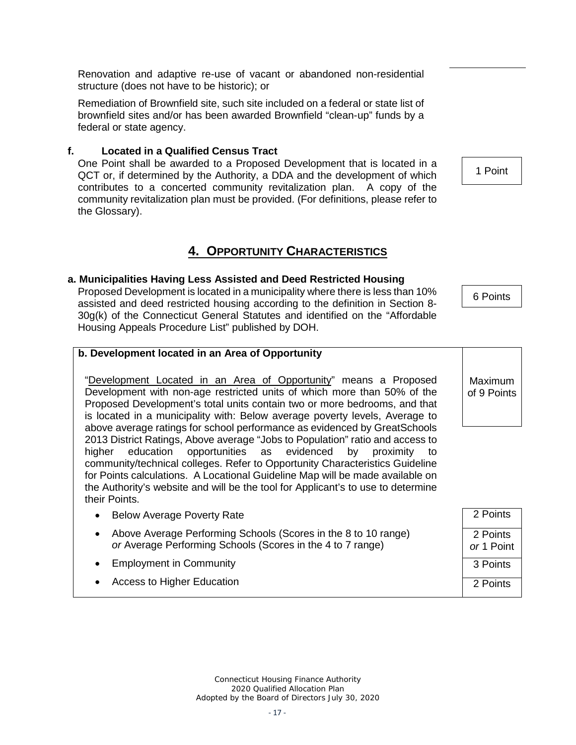Renovation and adaptive re-use of vacant or abandoned non-residential structure (does not have to be historic); or

Remediation of Brownfield site, such site included on a federal or state list of brownfield sites and/or has been awarded Brownfield "clean-up" funds by a federal or state agency.

**f. Located in a Qualified Census Tract**

One Point shall be awarded to a Proposed Development that is located in a QCT or, if determined by the Authority, a DDA and the development of which contributes to a concerted community revitalization plan. A copy of the community revitalization plan must be provided. (For definitions, please refer to the Glossary).

1 Point

## 4. Opportunity Characteristics

**a. Municipalities Having Less Assisted and Deed Restricted Housing**

Proposed Development is located in a municipality where there is less than 10% assisted and deed restricted housing according to the definition in Section 8-30g(k) of the Connecticut General Statutes and identified on the "Affordable Housing Appeals Procedure List" published by DOH.

6 Points

**b. Development located in an Area of Opportunity**

Maximum of 9 Points

"Development Located in an Area of Opportunity" means a Proposed Development with non-age restricted units of which more than 50% of the Proposed Development's total units contain two or more bedrooms, and that is located in a municipality with: Below average poverty levels, Average to above average ratings for school performance as evidenced by GreatSchools 2013 District Ratings, Above average "Jobs to Population" ratio and access to higher education opportunities as evidenced by proximity to community/technical colleges. Refer to Opportunity Characteristics Guideline for Points calculations. A Locational Guideline Map will be made available on the Authority's website and will be the tool for Applicant's to use to determine their Points.

| Criterion | Points |
|---|---|
| Below Average Poverty Rate | 2 Points |
| Above Average Performing Schools (Scores in the 8 to 10 range) *or* Average Performing Schools (Scores in the 4 to 7 range) | 2 Points *or* 1 Point |
| Employment in Community | 3 Points |
| Access to Higher Education | 2 Points |

Connecticut Housing Finance Authority
2020 Qualified Allocation Plan
Adopted by the Board of Directors July 30, 2020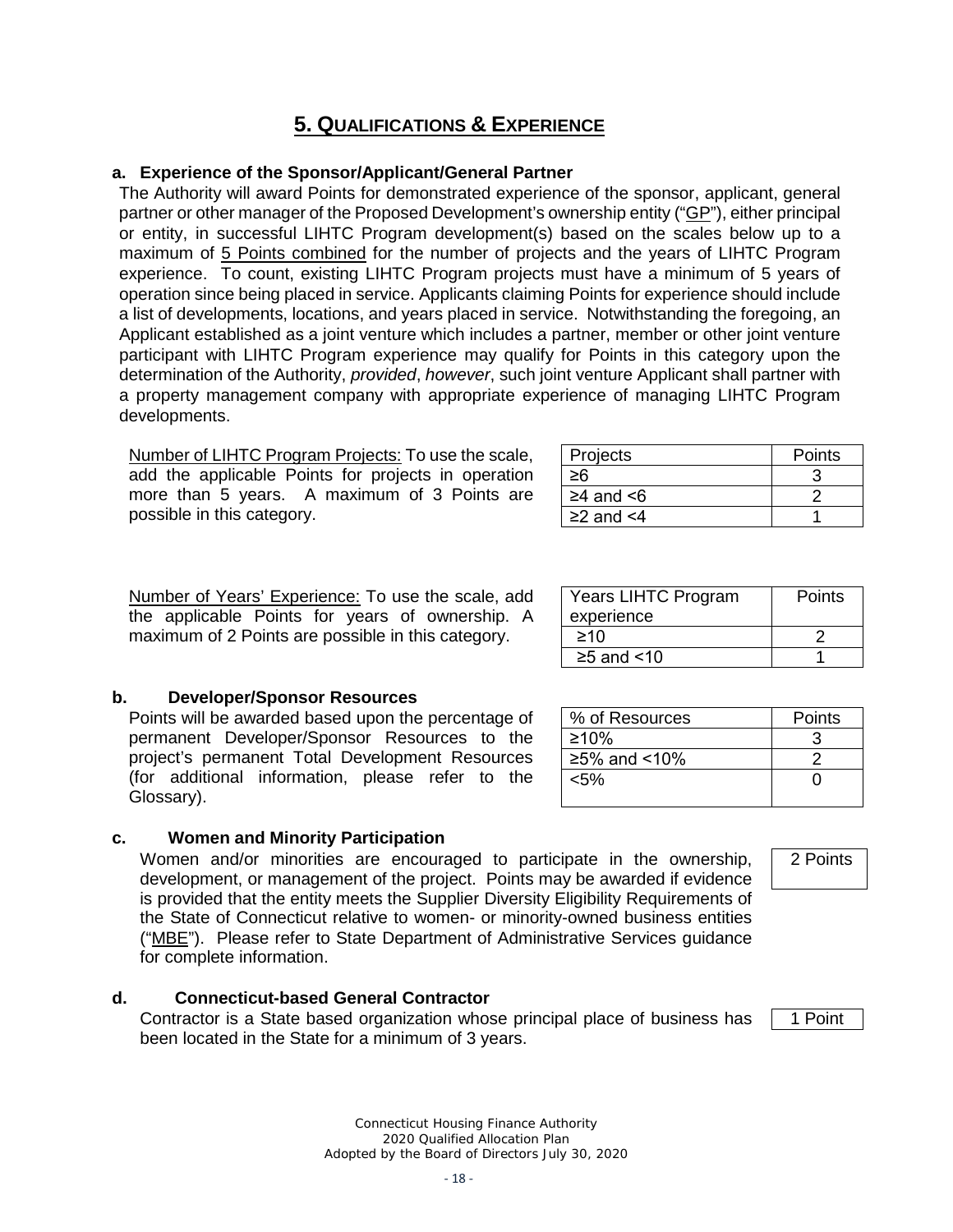## 5. Qualifications & Experience

**a. Experience of the Sponsor/Applicant/General Partner**

The Authority will award Points for demonstrated experience of the sponsor, applicant, general partner or other manager of the Proposed Development's ownership entity ("GP"), either principal or entity, in successful LIHTC Program development(s) based on the scales below up to a maximum of 5 Points combined for the number of projects and the years of LIHTC Program experience. To count, existing LIHTC Program projects must have a minimum of 5 years of operation since being placed in service. Applicants claiming Points for experience should include a list of developments, locations, and years placed in service. Notwithstanding the foregoing, an Applicant established as a joint venture which includes a partner, member or other joint venture participant with LIHTC Program experience may qualify for Points in this category upon the determination of the Authority, *provided*, *however*, such joint venture Applicant shall partner with a property management company with appropriate experience of managing LIHTC Program developments.

Number of LIHTC Program Projects: To use the scale, add the applicable Points for projects in operation more than 5 years. A maximum of 3 Points are possible in this category.

| Projects | Points |
|---|---|
| ≥6 | 3 |
| ≥4 and <6 | 2 |
| ≥2 and <4 | 1 |

Number of Years' Experience: To use the scale, add the applicable Points for years of ownership. A maximum of 2 Points are possible in this category.

| Years LIHTC Program experience | Points |
|---|---|
| ≥10 | 2 |
| ≥5 and <10 | 1 |

**b. Developer/Sponsor Resources**

Points will be awarded based upon the percentage of permanent Developer/Sponsor Resources to the project's permanent Total Development Resources (for additional information, please refer to the Glossary).

| % of Resources | Points |
|---|---|
| ≥10% | 3 |
| ≥5% and <10% | 2 |
| <5% | 0 |

**c. Women and Minority Participation**

2 Points

Women and/or minorities are encouraged to participate in the ownership, development, or management of the project. Points may be awarded if evidence is provided that the entity meets the Supplier Diversity Eligibility Requirements of the State of Connecticut relative to women- or minority-owned business entities ("MBE"). Please refer to State Department of Administrative Services guidance for complete information.

**d. Connecticut-based General Contractor**

1 Point

Contractor is a State based organization whose principal place of business has been located in the State for a minimum of 3 years.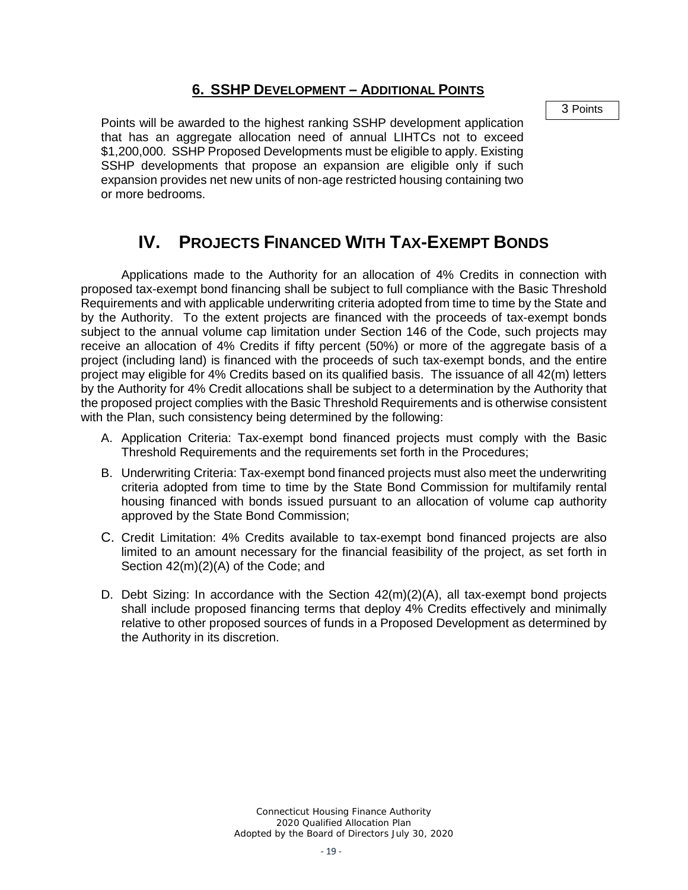### 6. SSHP Development – Additional Points

3 Points

Points will be awarded to the highest ranking SSHP development application that has an aggregate allocation need of annual LIHTCs not to exceed \$1,200,000. SSHP Proposed Developments must be eligible to apply. Existing SSHP developments that propose an expansion are eligible only if such expansion provides net new units of non-age restricted housing containing two or more bedrooms.

# IV. Projects Financed With Tax-Exempt Bonds

Applications made to the Authority for an allocation of 4% Credits in connection with proposed tax-exempt bond financing shall be subject to full compliance with the Basic Threshold Requirements and with applicable underwriting criteria adopted from time to time by the State and by the Authority. To the extent projects are financed with the proceeds of tax-exempt bonds subject to the annual volume cap limitation under Section 146 of the Code, such projects may receive an allocation of 4% Credits if fifty percent (50%) or more of the aggregate basis of a project (including land) is financed with the proceeds of such tax-exempt bonds, and the entire project may eligible for 4% Credits based on its qualified basis. The issuance of all 42(m) letters by the Authority for 4% Credit allocations shall be subject to a determination by the Authority that the proposed project complies with the Basic Threshold Requirements and is otherwise consistent with the Plan, such consistency being determined by the following:

A. Application Criteria: Tax-exempt bond financed projects must comply with the Basic Threshold Requirements and the requirements set forth in the Procedures;

B. Underwriting Criteria: Tax-exempt bond financed projects must also meet the underwriting criteria adopted from time to time by the State Bond Commission for multifamily rental housing financed with bonds issued pursuant to an allocation of volume cap authority approved by the State Bond Commission;

C. Credit Limitation: 4% Credits available to tax-exempt bond financed projects are also limited to an amount necessary for the financial feasibility of the project, as set forth in Section 42(m)(2)(A) of the Code; and

D. Debt Sizing: In accordance with the Section 42(m)(2)(A), all tax-exempt bond projects shall include proposed financing terms that deploy 4% Credits effectively and minimally relative to other proposed sources of funds in a Proposed Development as determined by the Authority in its discretion.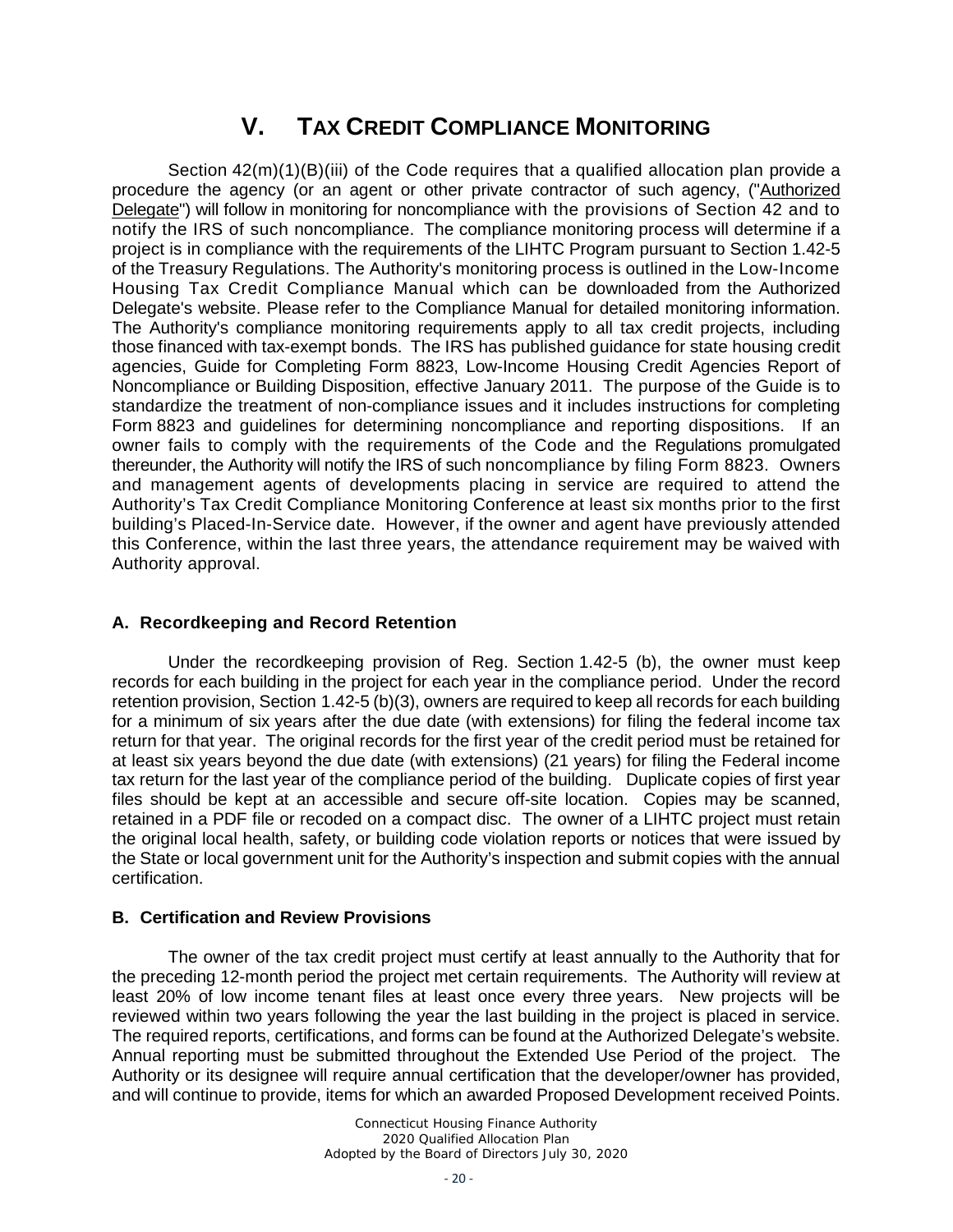# V. TAX CREDIT COMPLIANCE MONITORING

Section 42(m)(1)(B)(iii) of the Code requires that a qualified allocation plan provide a procedure the agency (or an agent or other private contractor of such agency, ("Authorized Delegate") will follow in monitoring for noncompliance with the provisions of Section 42 and to notify the IRS of such noncompliance. The compliance monitoring process will determine if a project is in compliance with the requirements of the LIHTC Program pursuant to Section 1.42-5 of the Treasury Regulations. The Authority's monitoring process is outlined in the Low-Income Housing Tax Credit Compliance Manual which can be downloaded from the Authorized Delegate's website. Please refer to the Compliance Manual for detailed monitoring information. The Authority's compliance monitoring requirements apply to all tax credit projects, including those financed with tax-exempt bonds. The IRS has published guidance for state housing credit agencies, Guide for Completing Form 8823, Low-Income Housing Credit Agencies Report of Noncompliance or Building Disposition, effective January 2011. The purpose of the Guide is to standardize the treatment of non-compliance issues and it includes instructions for completing Form 8823 and guidelines for determining noncompliance and reporting dispositions. If an owner fails to comply with the requirements of the Code and the Regulations promulgated thereunder, the Authority will notify the IRS of such noncompliance by filing Form 8823. Owners and management agents of developments placing in service are required to attend the Authority's Tax Credit Compliance Monitoring Conference at least six months prior to the first building's Placed-In-Service date. However, if the owner and agent have previously attended this Conference, within the last three years, the attendance requirement may be waived with Authority approval.

### A. Recordkeeping and Record Retention

Under the recordkeeping provision of Reg. Section 1.42-5 (b), the owner must keep records for each building in the project for each year in the compliance period. Under the record retention provision, Section 1.42-5 (b)(3), owners are required to keep all records for each building for a minimum of six years after the due date (with extensions) for filing the federal income tax return for that year. The original records for the first year of the credit period must be retained for at least six years beyond the due date (with extensions) (21 years) for filing the Federal income tax return for the last year of the compliance period of the building. Duplicate copies of first year files should be kept at an accessible and secure off-site location. Copies may be scanned, retained in a PDF file or recoded on a compact disc. The owner of a LIHTC project must retain the original local health, safety, or building code violation reports or notices that were issued by the State or local government unit for the Authority's inspection and submit copies with the annual certification.

### B. Certification and Review Provisions

The owner of the tax credit project must certify at least annually to the Authority that for the preceding 12-month period the project met certain requirements. The Authority will review at least 20% of low income tenant files at least once every three years. New projects will be reviewed within two years following the year the last building in the project is placed in service. The required reports, certifications, and forms can be found at the Authorized Delegate's website. Annual reporting must be submitted throughout the Extended Use Period of the project. The Authority or its designee will require annual certification that the developer/owner has provided, and will continue to provide, items for which an awarded Proposed Development received Points.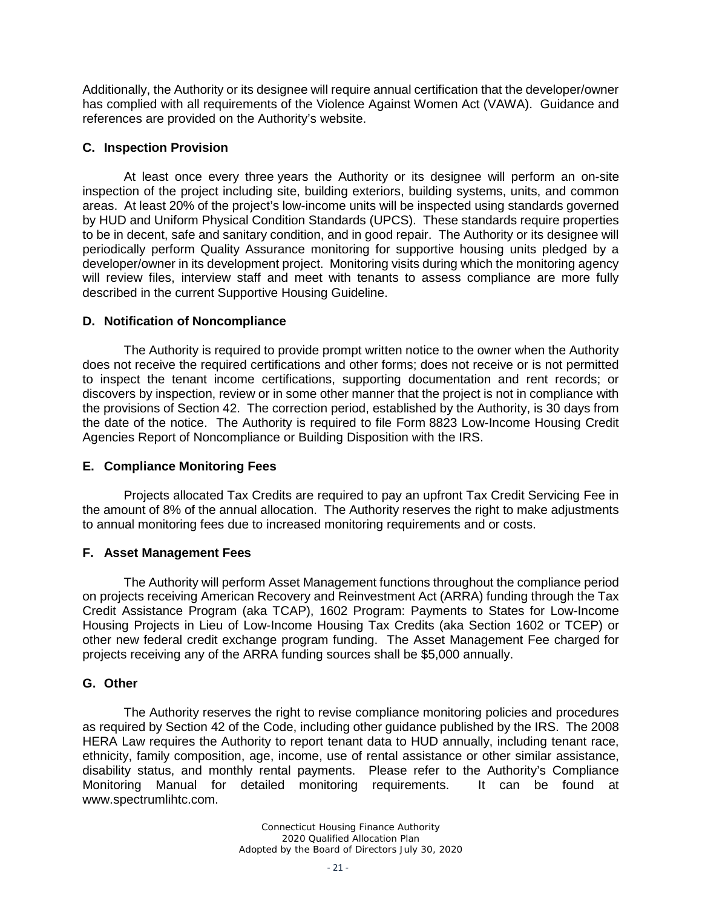Additionally, the Authority or its designee will require annual certification that the developer/owner has complied with all requirements of the Violence Against Women Act (VAWA). Guidance and references are provided on the Authority's website.

### C. Inspection Provision

At least once every three years the Authority or its designee will perform an on-site inspection of the project including site, building exteriors, building systems, units, and common areas. At least 20% of the project's low-income units will be inspected using standards governed by HUD and Uniform Physical Condition Standards (UPCS). These standards require properties to be in decent, safe and sanitary condition, and in good repair. The Authority or its designee will periodically perform Quality Assurance monitoring for supportive housing units pledged by a developer/owner in its development project. Monitoring visits during which the monitoring agency will review files, interview staff and meet with tenants to assess compliance are more fully described in the current Supportive Housing Guideline.

### D. Notification of Noncompliance

The Authority is required to provide prompt written notice to the owner when the Authority does not receive the required certifications and other forms; does not receive or is not permitted to inspect the tenant income certifications, supporting documentation and rent records; or discovers by inspection, review or in some other manner that the project is not in compliance with the provisions of Section 42. The correction period, established by the Authority, is 30 days from the date of the notice. The Authority is required to file Form 8823 Low-Income Housing Credit Agencies Report of Noncompliance or Building Disposition with the IRS.

### E. Compliance Monitoring Fees

Projects allocated Tax Credits are required to pay an upfront Tax Credit Servicing Fee in the amount of 8% of the annual allocation. The Authority reserves the right to make adjustments to annual monitoring fees due to increased monitoring requirements and or costs.

### F. Asset Management Fees

The Authority will perform Asset Management functions throughout the compliance period on projects receiving American Recovery and Reinvestment Act (ARRA) funding through the Tax Credit Assistance Program (aka TCAP), 1602 Program: Payments to States for Low-Income Housing Projects in Lieu of Low-Income Housing Tax Credits (aka Section 1602 or TCEP) or other new federal credit exchange program funding. The Asset Management Fee charged for projects receiving any of the ARRA funding sources shall be $5,000 annually.

### G. Other

The Authority reserves the right to revise compliance monitoring policies and procedures as required by Section 42 of the Code, including other guidance published by the IRS. The 2008 HERA Law requires the Authority to report tenant data to HUD annually, including tenant race, ethnicity, family composition, age, income, use of rental assistance or other similar assistance, disability status, and monthly rental payments. Please refer to the Authority's Compliance Monitoring Manual for detailed monitoring requirements. It can be found at www.spectrumlihtc.com.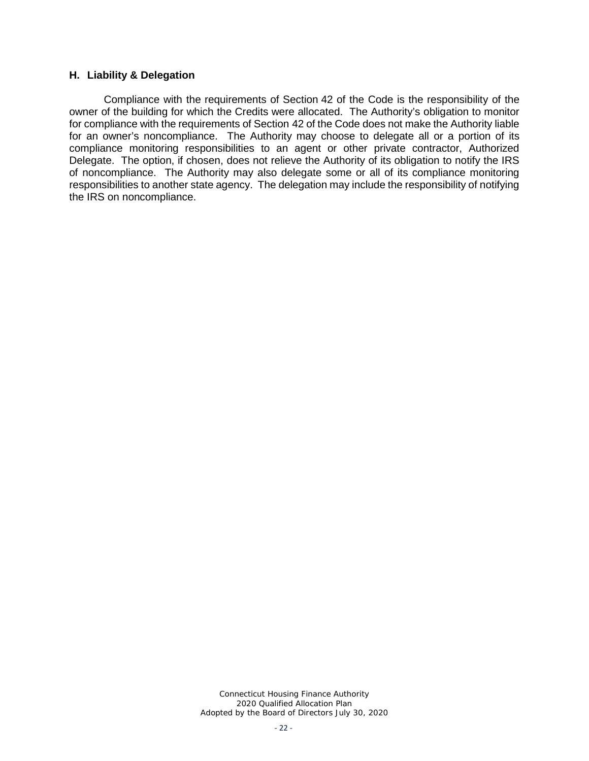### H. Liability & Delegation

Compliance with the requirements of Section 42 of the Code is the responsibility of the owner of the building for which the Credits were allocated. The Authority's obligation to monitor for compliance with the requirements of Section 42 of the Code does not make the Authority liable for an owner's noncompliance. The Authority may choose to delegate all or a portion of its compliance monitoring responsibilities to an agent or other private contractor, Authorized Delegate. The option, if chosen, does not relieve the Authority of its obligation to notify the IRS of noncompliance. The Authority may also delegate some or all of its compliance monitoring responsibilities to another state agency. The delegation may include the responsibility of notifying the IRS on noncompliance.